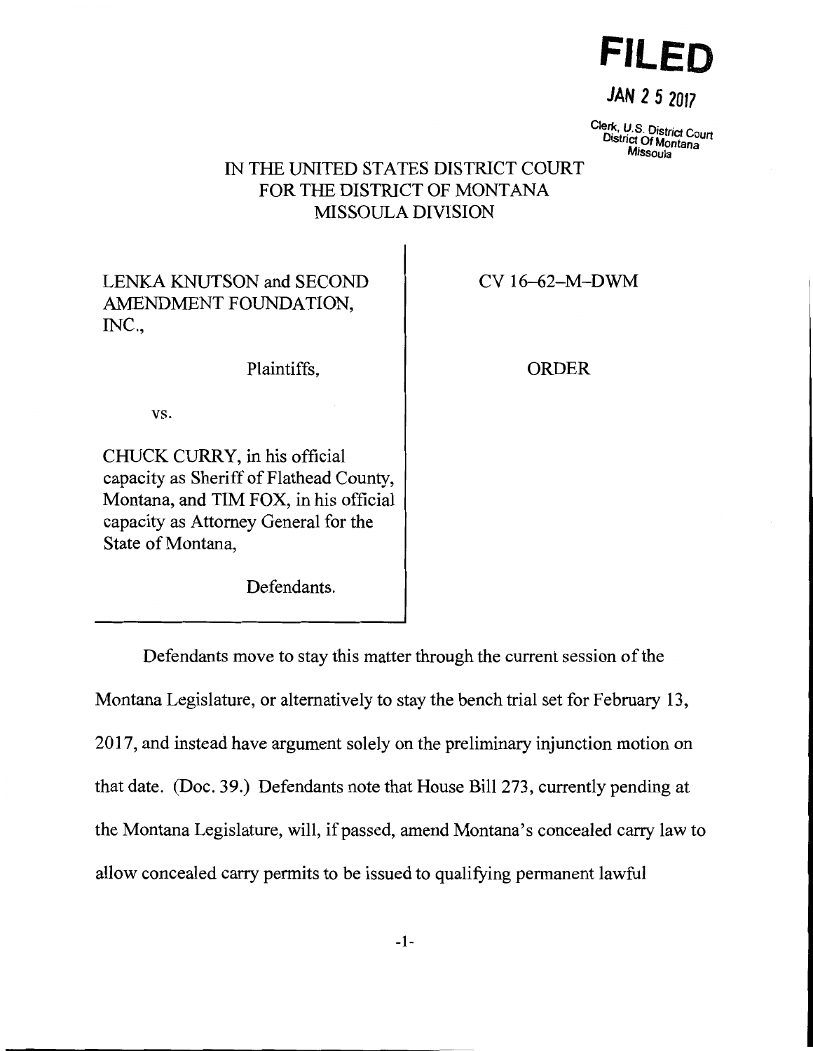**FILED**

**JAN 2 5 2017**

Clerk, U.S. District Court
District Of Montana
Missoula

IN THE UNITED STATES DISTRICT COURT
FOR THE DISTRICT OF MONTANA
MISSOULA DIVISION

| | |
|---|---|
| LENKA KNUTSON and SECOND AMENDMENT FOUNDATION, INC.,<br><br>Plaintiffs,<br><br>vs.<br><br>CHUCK CURRY, in his official capacity as Sheriff of Flathead County, Montana, and TIM FOX, in his official capacity as Attorney General for the State of Montana,<br><br>Defendants. | CV 16–62–M–DWM<br><br>ORDER |

Defendants move to stay this matter through the current session of the Montana Legislature, or alternatively to stay the bench trial set for February 13, 2017, and instead have argument solely on the preliminary injunction motion on that date. (Doc. 39.) Defendants note that House Bill 273, currently pending at the Montana Legislature, will, if passed, amend Montana's concealed carry law to allow concealed carry permits to be issued to qualifying permanent lawful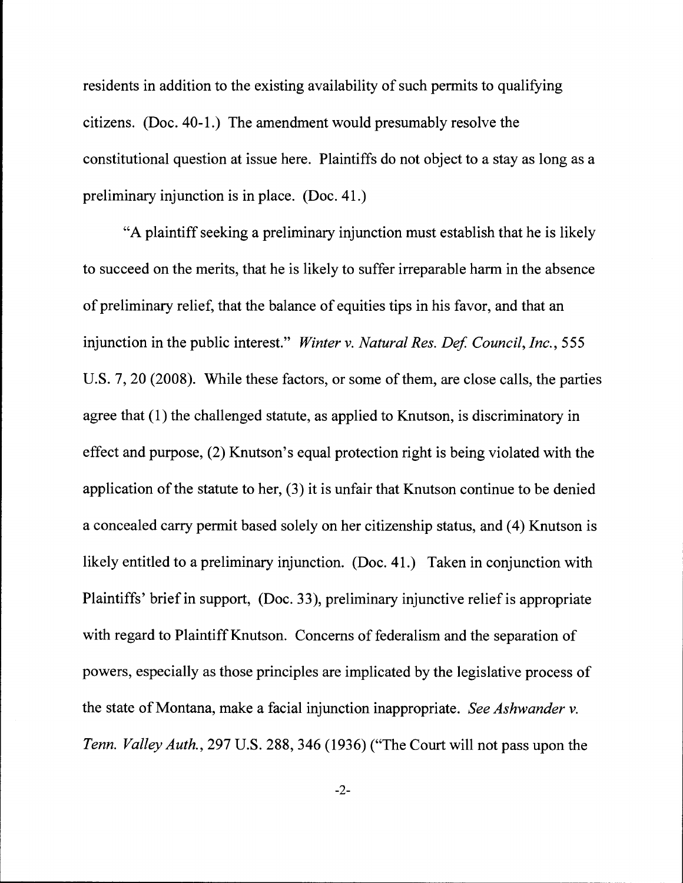residents in addition to the existing availability of such permits to qualifying citizens. (Doc. 40-1.) The amendment would presumably resolve the constitutional question at issue here. Plaintiffs do not object to a stay as long as a preliminary injunction is in place. (Doc. 41.)

"A plaintiff seeking a preliminary injunction must establish that he is likely to succeed on the merits, that he is likely to suffer irreparable harm in the absence of preliminary relief, that the balance of equities tips in his favor, and that an injunction in the public interest." *Winter v. Natural Res. Def. Council, Inc.*, 555 U.S. 7, 20 (2008). While these factors, or some of them, are close calls, the parties agree that (1) the challenged statute, as applied to Knutson, is discriminatory in effect and purpose, (2) Knutson's equal protection right is being violated with the application of the statute to her, (3) it is unfair that Knutson continue to be denied a concealed carry permit based solely on her citizenship status, and (4) Knutson is likely entitled to a preliminary injunction. (Doc. 41.) Taken in conjunction with Plaintiffs' brief in support, (Doc. 33), preliminary injunctive relief is appropriate with regard to Plaintiff Knutson. Concerns of federalism and the separation of powers, especially as those principles are implicated by the legislative process of the state of Montana, make a facial injunction inappropriate. *See Ashwander v. Tenn. Valley Auth.*, 297 U.S. 288, 346 (1936) ("The Court will not pass upon the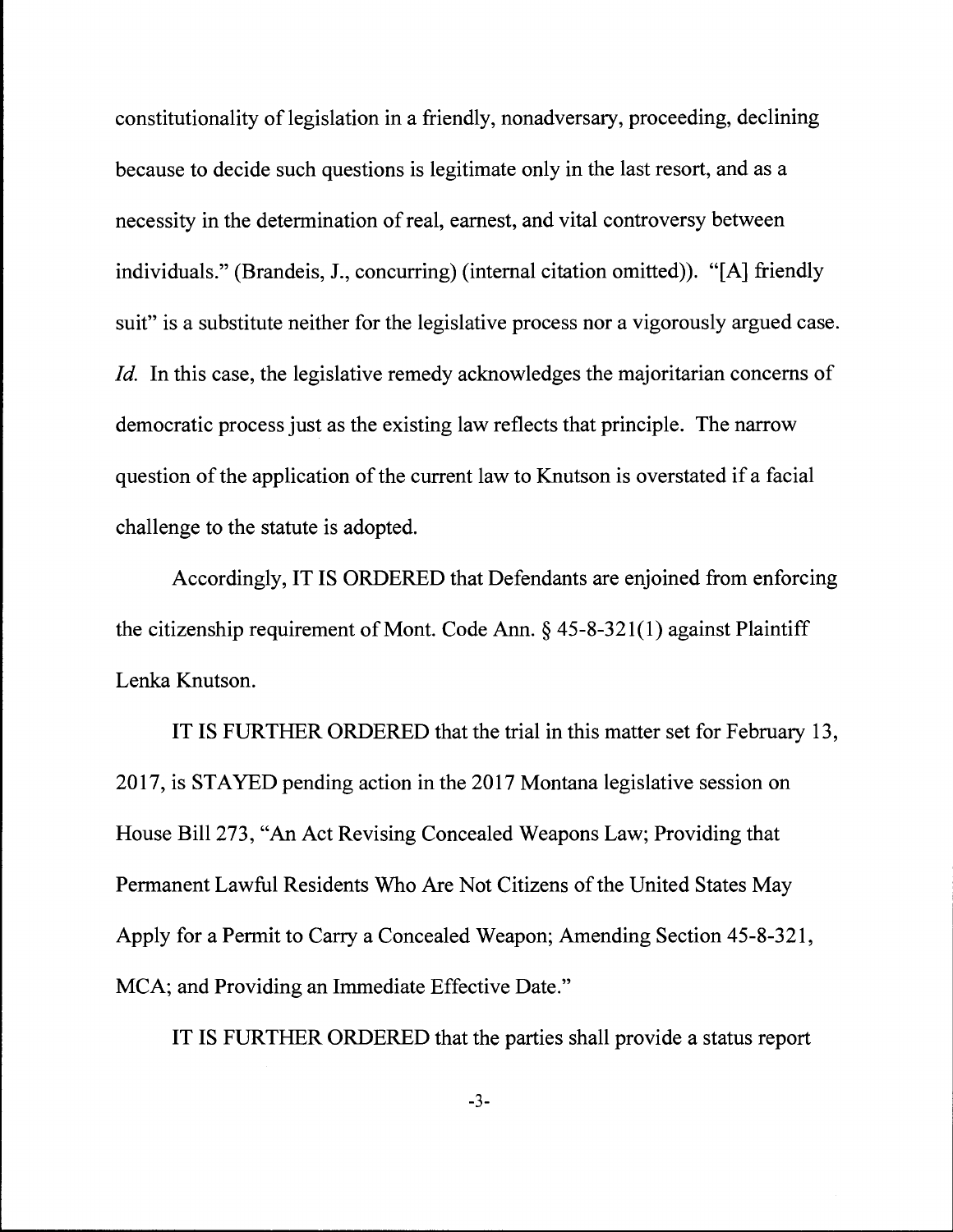constitutionality of legislation in a friendly, nonadversary, proceeding, declining because to decide such questions is legitimate only in the last resort, and as a necessity in the determination of real, earnest, and vital controversy between individuals." (Brandeis, J., concurring) (internal citation omitted)). "[A] friendly suit" is a substitute neither for the legislative process nor a vigorously argued case. *Id.* In this case, the legislative remedy acknowledges the majoritarian concerns of democratic process just as the existing law reflects that principle. The narrow question of the application of the current law to Knutson is overstated if a facial challenge to the statute is adopted.

Accordingly, IT IS ORDERED that Defendants are enjoined from enforcing the citizenship requirement of Mont. Code Ann. § 45-8-321(1) against Plaintiff Lenka Knutson.

IT IS FURTHER ORDERED that the trial in this matter set for February 13, 2017, is STAYED pending action in the 2017 Montana legislative session on House Bill 273, "An Act Revising Concealed Weapons Law; Providing that Permanent Lawful Residents Who Are Not Citizens of the United States May Apply for a Permit to Carry a Concealed Weapon; Amending Section 45-8-321, MCA; and Providing an Immediate Effective Date."

IT IS FURTHER ORDERED that the parties shall provide a status report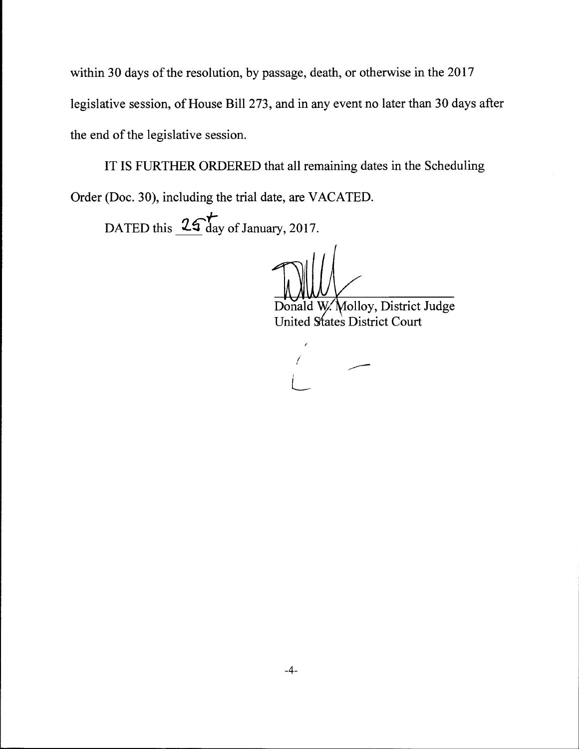within 30 days of the resolution, by passage, death, or otherwise in the 2017 legislative session, of House Bill 273, and in any event no later than 30 days after the end of the legislative session.

IT IS FURTHER ORDERED that all remaining dates in the Scheduling Order (Doc. 30), including the trial date, are VACATED.

DATED this 25th day of January, 2017.

Donald W. Molloy, District Judge
United States District Court